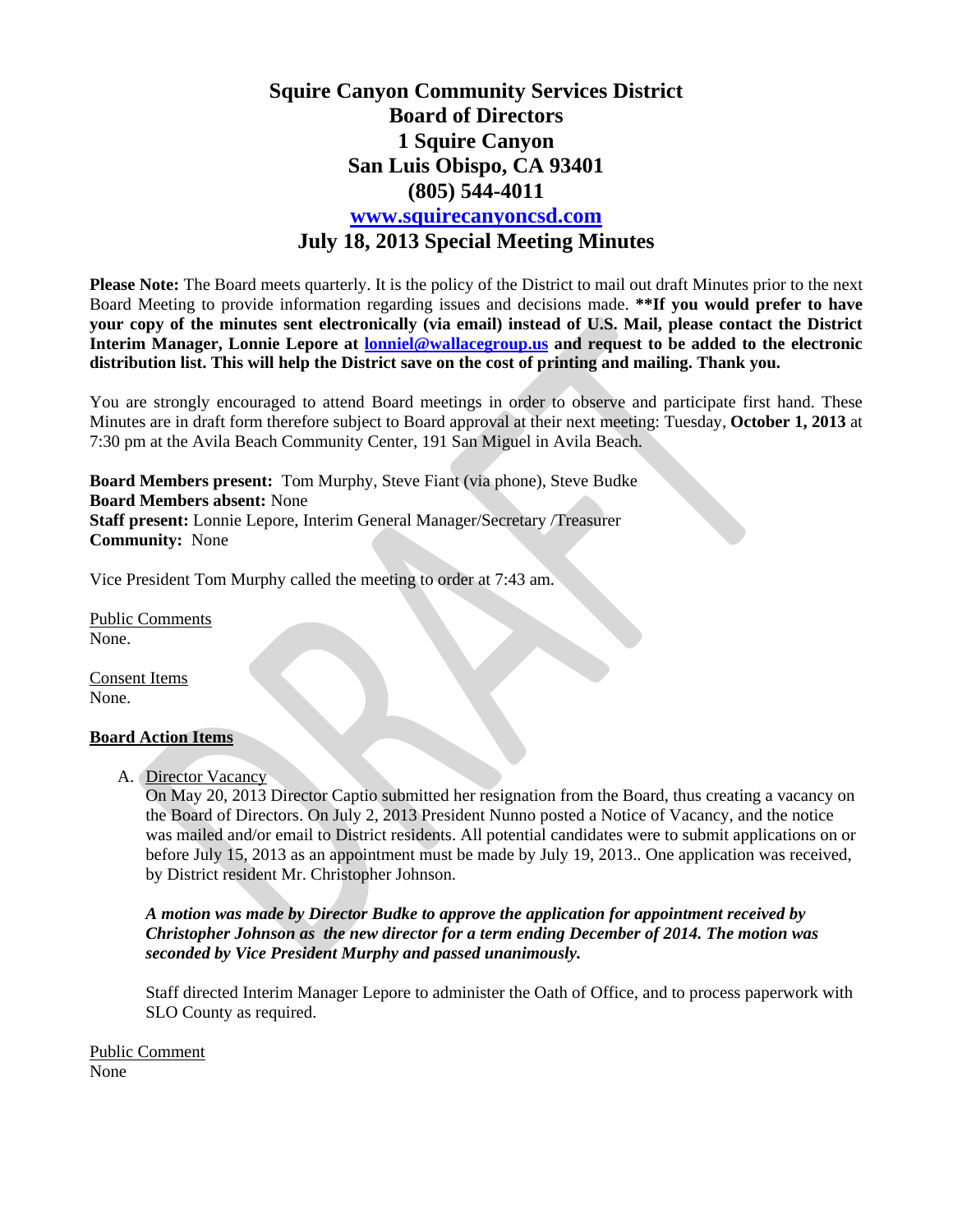# Squire Canyon Community Services District
## Board of Directors
## 1 Squire Canyon
## San Luis Obispo, CA 93401
## (805) 544-4011
## [www.squirecanyoncsd.com](http://www.squirecanyoncsd.com)
## July 18, 2013 Special Meeting Minutes

**Please Note:** The Board meets quarterly. It is the policy of the District to mail out draft Minutes prior to the next Board Meeting to provide information regarding issues and decisions made. **\*\*If you would prefer to have your copy of the minutes sent electronically (via email) instead of U.S. Mail, please contact the District Interim Manager, Lonnie Lepore at [lonniel@wallacegroup.us](mailto:lonniel@wallacegroup.us) and request to be added to the electronic distribution list. This will help the District save on the cost of printing and mailing. Thank you.**

You are strongly encouraged to attend Board meetings in order to observe and participate first hand. These Minutes are in draft form therefore subject to Board approval at their next meeting: Tuesday, **October 1, 2013** at 7:30 pm at the Avila Beach Community Center, 191 San Miguel in Avila Beach.

**Board Members present:** Tom Murphy, Steve Fiant (via phone), Steve Budke
**Board Members absent:** None
**Staff present:** Lonnie Lepore, Interim General Manager/Secretary /Treasurer
**Community:** None

Vice President Tom Murphy called the meeting to order at 7:43 am.

<u>Public Comments</u>
None.

<u>Consent Items</u>
None.

**<u>Board Action Items</u>**

A. <u>Director Vacancy</u>
On May 20, 2013 Director Captio submitted her resignation from the Board, thus creating a vacancy on the Board of Directors. On July 2, 2013 President Nunno posted a Notice of Vacancy, and the notice was mailed and/or email to District residents. All potential candidates were to submit applications on or before July 15, 2013 as an appointment must be made by July 19, 2013.. One application was received, by District resident Mr. Christopher Johnson.

***A motion was made by Director Budke to approve the application for appointment received by Christopher Johnson as the new director for a term ending December of 2014. The motion was seconded by Vice President Murphy and passed unanimously.***

Staff directed Interim Manager Lepore to administer the Oath of Office, and to process paperwork with SLO County as required.

<u>Public Comment</u>
None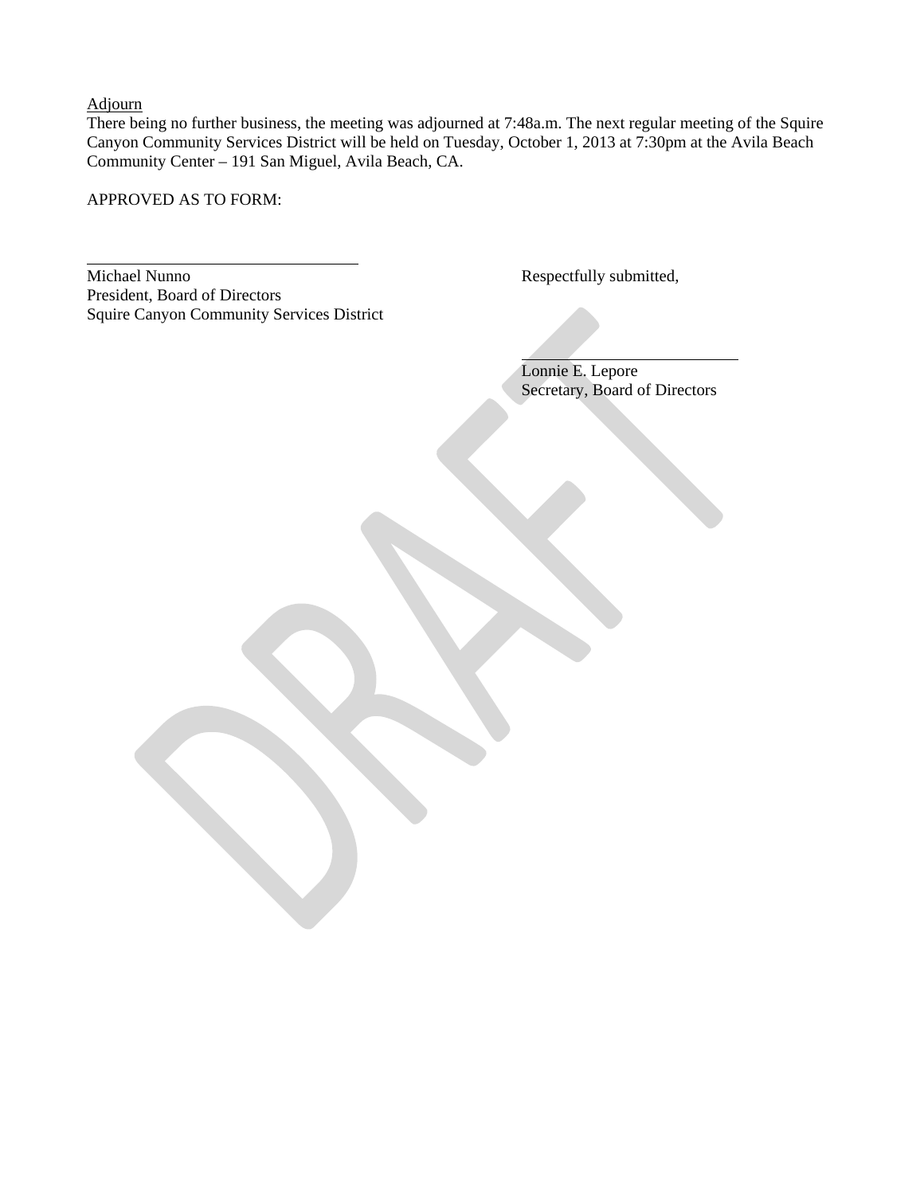<u>Adjourn</u>

There being no further business, the meeting was adjourned at 7:48a.m. The next regular meeting of the Squire Canyon Community Services District will be held on Tuesday, October 1, 2013 at 7:30pm at the Avila Beach Community Center – 191 San Miguel, Avila Beach, CA.

APPROVED AS TO FORM:

\_\_\_\_\_\_\_\_\_\_\_\_\_\_\_\_\_\_\_\_\_\_\_\_\_\_\_\_\_\_\_\_\_\_

Michael Nunno  
President, Board of Directors  
Squire Canyon Community Services District

Respectfully submitted,

\_\_\_\_\_\_\_\_\_\_\_\_\_\_\_\_\_\_\_\_\_\_\_\_\_\_\_

Lonnie E. Lepore  
Secretary, Board of Directors

DRAFT